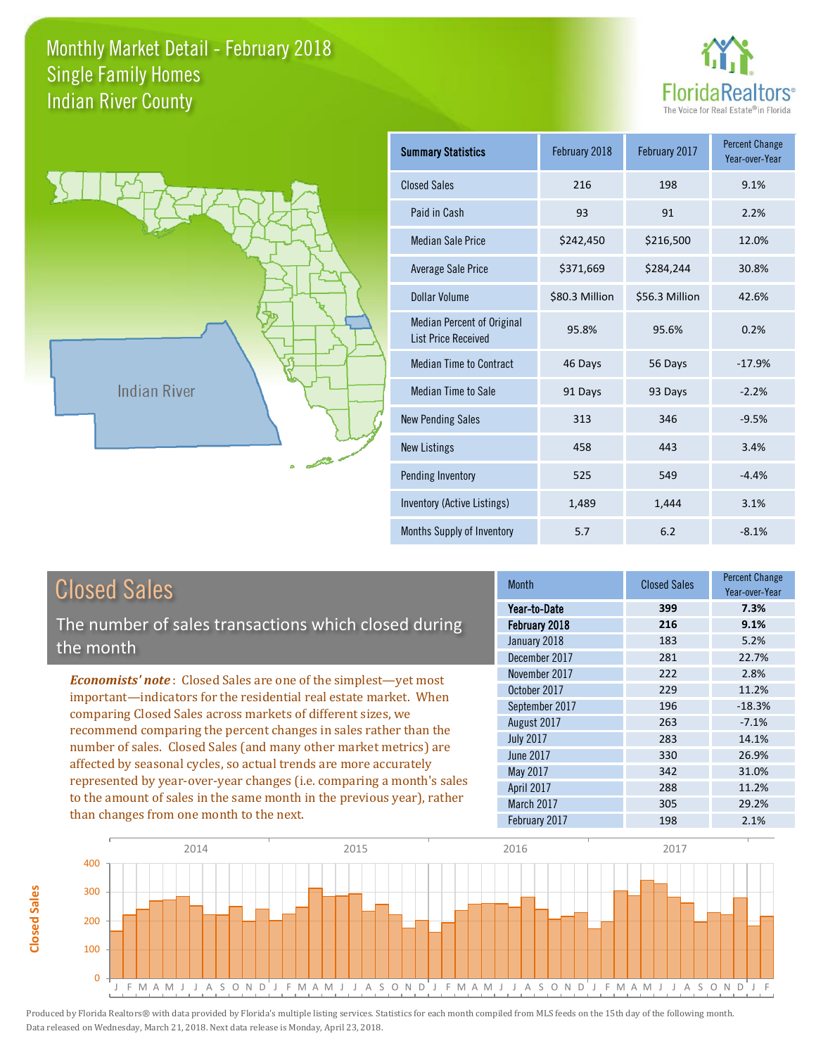# Monthly Market Detail - February 2018
## Single Family Homes
## Indian River County

FloridaRealtors® The Voice for Real Estate® in Florida

| Summary Statistics | February 2018 | February 2017 | Percent Change Year-over-Year |
|---|---|---|---|
| Closed Sales | 216 | 198 | 9.1% |
| Paid in Cash | 93 | 91 | 2.2% |
| Median Sale Price | $242,450 | $216,500 | 12.0% |
| Average Sale Price | $371,669 | $284,244 | 30.8% |
| Dollar Volume | $80.3 Million | $56.3 Million | 42.6% |
| Median Percent of Original List Price Received | 95.8% | 95.6% | 0.2% |
| Median Time to Contract | 46 Days | 56 Days | -17.9% |
| Median Time to Sale | 91 Days | 93 Days | -2.2% |
| New Pending Sales | 313 | 346 | -9.5% |
| New Listings | 458 | 443 | 3.4% |
| Pending Inventory | 525 | 549 | -4.4% |
| Inventory (Active Listings) | 1,489 | 1,444 | 3.1% |
| Months Supply of Inventory | 5.7 | 6.2 | -8.1% |

## Closed Sales

The number of sales transactions which closed during the month

***Economists' note***: Closed Sales are one of the simplest—yet most important—indicators for the residential real estate market. When comparing Closed Sales across markets of different sizes, we recommend comparing the percent changes in sales rather than the number of sales. Closed Sales (and many other market metrics) are affected by seasonal cycles, so actual trends are more accurately represented by year-over-year changes (i.e. comparing a month's sales to the amount of sales in the same month in the previous year), rather than changes from one month to the next.

| Month | Closed Sales | Percent Change Year-over-Year |
|---|---|---|
| **Year-to-Date** | **399** | **7.3%** |
| **February 2018** | **216** | **9.1%** |
| January 2018 | 183 | 5.2% |
| December 2017 | 281 | 22.7% |
| November 2017 | 222 | 2.8% |
| October 2017 | 229 | 11.2% |
| September 2017 | 196 | -18.3% |
| August 2017 | 263 | -7.1% |
| July 2017 | 283 | 14.1% |
| June 2017 | 330 | 26.9% |
| May 2017 | 342 | 31.0% |
| April 2017 | 288 | 11.2% |
| March 2017 | 305 | 29.2% |
| February 2017 | 198 | 2.1% |

Produced by Florida Realtors® with data provided by Florida's multiple listing services. Statistics for each month compiled from MLS feeds on the 15th day of the following month. Data released on Wednesday, March 21, 2018. Next data release is Monday, April 23, 2018.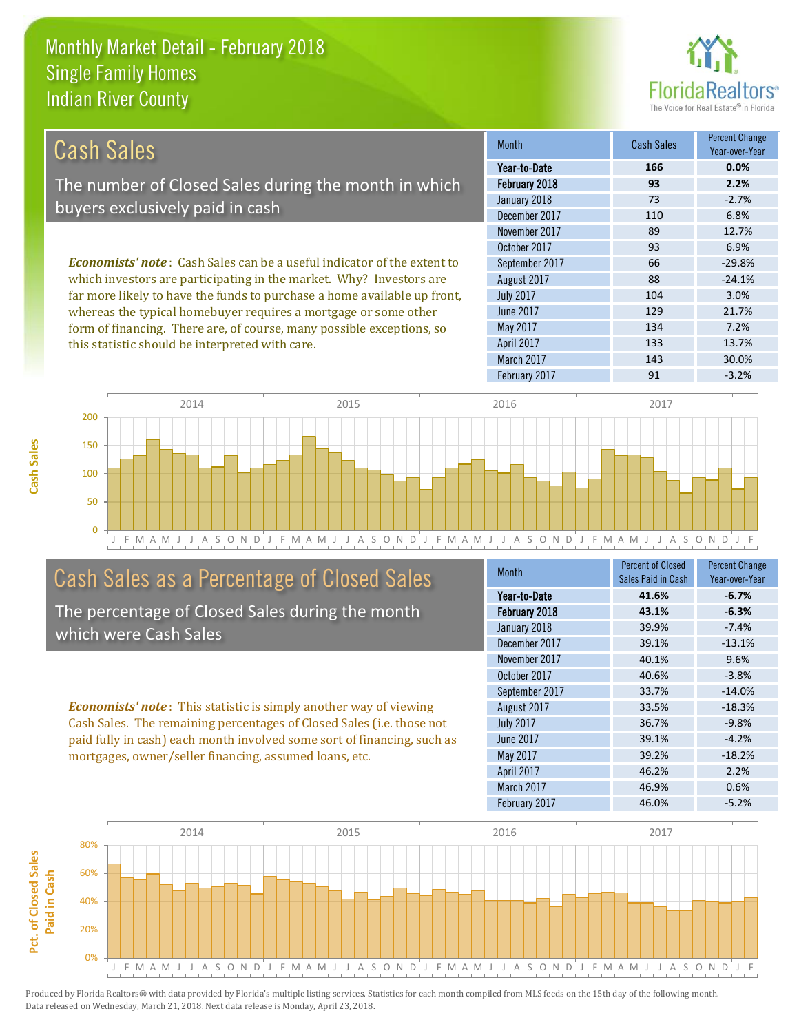# Monthly Market Detail - February 2018
## Single Family Homes
## Indian River County

## Cash Sales

The number of Closed Sales during the month in which buyers exclusively paid in cash

*Economists' note*: Cash Sales can be a useful indicator of the extent to which investors are participating in the market. Why? Investors are far more likely to have the funds to purchase a home available up front, whereas the typical homebuyer requires a mortgage or some other form of financing. There are, of course, many possible exceptions, so this statistic should be interpreted with care.

| Month | Cash Sales | Percent Change Year-over-Year |
|---|---|---|
| **Year-to-Date** | **166** | **0.0%** |
| **February 2018** | **93** | **2.2%** |
| January 2018 | 73 | -2.7% |
| December 2017 | 110 | 6.8% |
| November 2017 | 89 | 12.7% |
| October 2017 | 93 | 6.9% |
| September 2017 | 66 | -29.8% |
| August 2017 | 88 | -24.1% |
| July 2017 | 104 | 3.0% |
| June 2017 | 129 | 21.7% |
| May 2017 | 134 | 7.2% |
| April 2017 | 133 | 13.7% |
| March 2017 | 143 | 30.0% |
| February 2017 | 91 | -3.2% |

## Cash Sales as a Percentage of Closed Sales

The percentage of Closed Sales during the month which were Cash Sales

*Economists' note*: This statistic is simply another way of viewing Cash Sales. The remaining percentages of Closed Sales (i.e. those not paid fully in cash) each month involved some sort of financing, such as mortgages, owner/seller financing, assumed loans, etc.

| Month | Percent of Closed Sales Paid in Cash | Percent Change Year-over-Year |
|---|---|---|
| **Year-to-Date** | **41.6%** | **-6.7%** |
| **February 2018** | **43.1%** | **-6.3%** |
| January 2018 | 39.9% | -7.4% |
| December 2017 | 39.1% | -13.1% |
| November 2017 | 40.1% | 9.6% |
| October 2017 | 40.6% | -3.8% |
| September 2017 | 33.7% | -14.0% |
| August 2017 | 33.5% | -18.3% |
| July 2017 | 36.7% | -9.8% |
| June 2017 | 39.1% | -4.2% |
| May 2017 | 39.2% | -18.2% |
| April 2017 | 46.2% | 2.2% |
| March 2017 | 46.9% | 0.6% |
| February 2017 | 46.0% | -5.2% |

Produced by Florida Realtors® with data provided by Florida's multiple listing services. Statistics for each month compiled from MLS feeds on the 15th day of the following month. Data released on Wednesday, March 21, 2018. Next data release is Monday, April 23, 2018.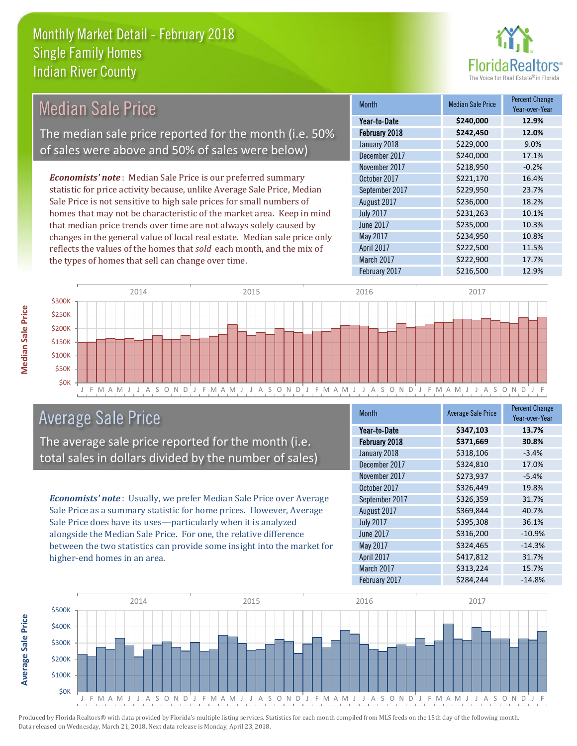# Monthly Market Detail - February 2018
## Single Family Homes
## Indian River County

## Median Sale Price

The median sale price reported for the month (i.e. 50% of sales were above and 50% of sales were below)

***Economists' note***: Median Sale Price is our preferred summary statistic for price activity because, unlike Average Sale Price, Median Sale Price is not sensitive to high sale prices for small numbers of homes that may not be characteristic of the market area. Keep in mind that median price trends over time are not always solely caused by changes in the general value of local real estate. Median sale price only reflects the values of the homes that *sold* each month, and the mix of the types of homes that sell can change over time.

| Month | Median Sale Price | Percent Change Year-over-Year |
|---|---|---|
| **Year-to-Date** | **$240,000** | **12.9%** |
| **February 2018** | **$242,450** | **12.0%** |
| January 2018 | $229,000 | 9.0% |
| December 2017 | $240,000 | 17.1% |
| November 2017 | $218,950 | -0.2% |
| October 2017 | $221,170 | 16.4% |
| September 2017 | $229,950 | 23.7% |
| August 2017 | $236,000 | 18.2% |
| July 2017 | $231,263 | 10.1% |
| June 2017 | $235,000 | 10.3% |
| May 2017 | $234,950 | 10.8% |
| April 2017 | $222,500 | 11.5% |
| March 2017 | $222,900 | 17.7% |
| February 2017 | $216,500 | 12.9% |

## Average Sale Price

The average sale price reported for the month (i.e. total sales in dollars divided by the number of sales)

***Economists' note***: Usually, we prefer Median Sale Price over Average Sale Price as a summary statistic for home prices. However, Average Sale Price does have its uses—particularly when it is analyzed alongside the Median Sale Price. For one, the relative difference between the two statistics can provide some insight into the market for higher-end homes in an area.

| Month | Average Sale Price | Percent Change Year-over-Year |
|---|---|---|
| **Year-to-Date** | **$347,103** | **13.7%** |
| **February 2018** | **$371,669** | **30.8%** |
| January 2018 | $318,106 | -3.4% |
| December 2017 | $324,810 | 17.0% |
| November 2017 | $273,937 | -5.4% |
| October 2017 | $326,449 | 19.8% |
| September 2017 | $326,359 | 31.7% |
| August 2017 | $369,844 | 40.7% |
| July 2017 | $395,308 | 36.1% |
| June 2017 | $316,200 | -10.9% |
| May 2017 | $324,465 | -14.3% |
| April 2017 | $417,812 | 31.7% |
| March 2017 | $313,224 | 15.7% |
| February 2017 | $284,244 | -14.8% |

Produced by Florida Realtors® with data provided by Florida's multiple listing services. Statistics for each month compiled from MLS feeds on the 15th day of the following month. Data released on Wednesday, March 21, 2018. Next data release is Monday, April 23, 2018.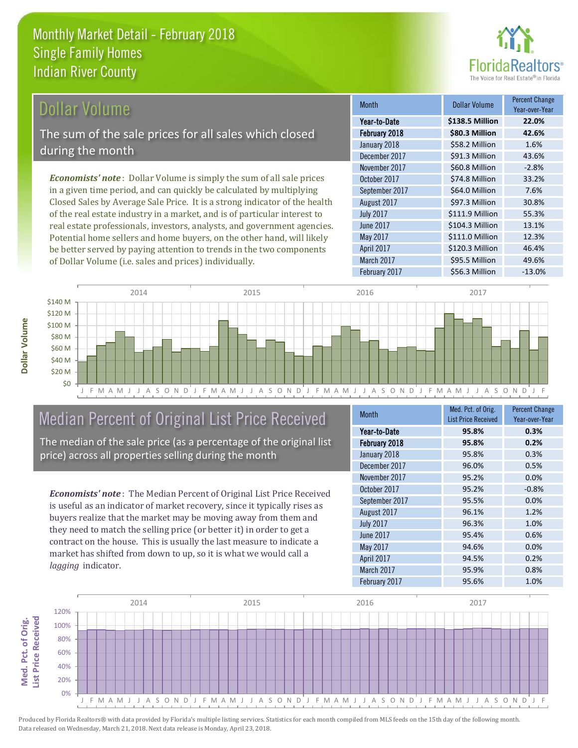# Monthly Market Detail - February 2018
## Single Family Homes
## Indian River County

## Dollar Volume

The sum of the sale prices for all sales which closed during the month

*Economists' note*: Dollar Volume is simply the sum of all sale prices in a given time period, and can quickly be calculated by multiplying Closed Sales by Average Sale Price. It is a strong indicator of the health of the real estate industry in a market, and is of particular interest to real estate professionals, investors, analysts, and government agencies. Potential home sellers and home buyers, on the other hand, will likely be better served by paying attention to trends in the two components of Dollar Volume (i.e. sales and prices) individually.

| Month | Dollar Volume | Percent Change Year-over-Year |
|---|---|---|
| **Year-to-Date** | **$138.5 Million** | **22.0%** |
| **February 2018** | **$80.3 Million** | **42.6%** |
| January 2018 | $58.2 Million | 1.6% |
| December 2017 | $91.3 Million | 43.6% |
| November 2017 | $60.8 Million | -2.8% |
| October 2017 | $74.8 Million | 33.2% |
| September 2017 | $64.0 Million | 7.6% |
| August 2017 | $97.3 Million | 30.8% |
| July 2017 | $111.9 Million | 55.3% |
| June 2017 | $104.3 Million | 13.1% |
| May 2017 | $111.0 Million | 12.3% |
| April 2017 | $120.3 Million | 46.4% |
| March 2017 | $95.5 Million | 49.6% |
| February 2017 | $56.3 Million | -13.0% |

## Median Percent of Original List Price Received

The median of the sale price (as a percentage of the original list price) across all properties selling during the month

*Economists' note*: The Median Percent of Original List Price Received is useful as an indicator of market recovery, since it typically rises as buyers realize that the market may be moving away from them and they need to match the selling price (or better it) in order to get a contract on the house. This is usually the last measure to indicate a market has shifted from down to up, so it is what we would call a *lagging* indicator.

| Month | Med. Pct. of Orig. List Price Received | Percent Change Year-over-Year |
|---|---|---|
| **Year-to-Date** | **95.8%** | **0.3%** |
| **February 2018** | **95.8%** | **0.2%** |
| January 2018 | 95.8% | 0.3% |
| December 2017 | 96.0% | 0.5% |
| November 2017 | 95.2% | 0.0% |
| October 2017 | 95.2% | -0.8% |
| September 2017 | 95.5% | 0.0% |
| August 2017 | 96.1% | 1.2% |
| July 2017 | 96.3% | 1.0% |
| June 2017 | 95.4% | 0.6% |
| May 2017 | 94.6% | 0.0% |
| April 2017 | 94.5% | 0.2% |
| March 2017 | 95.9% | 0.8% |
| February 2017 | 95.6% | 1.0% |

Produced by Florida Realtors® with data provided by Florida's multiple listing services. Statistics for each month compiled from MLS feeds on the 15th day of the following month. Data released on Wednesday, March 21, 2018. Next data release is Monday, April 23, 2018.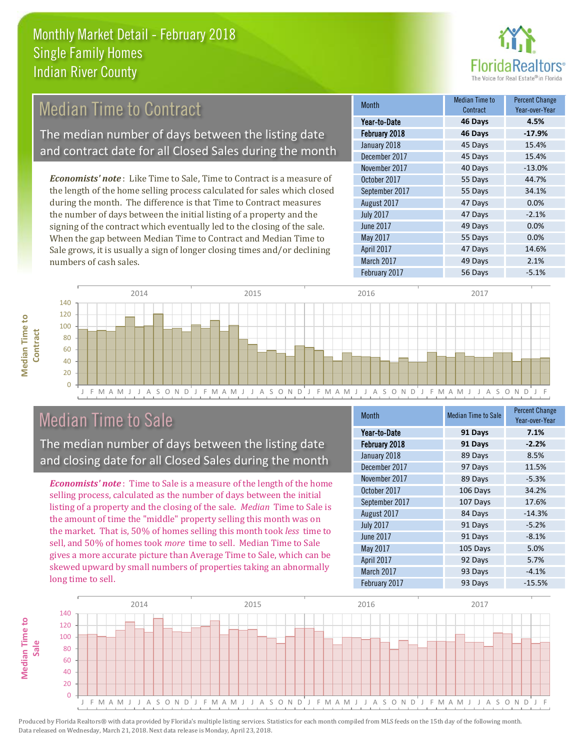# Monthly Market Detail - February 2018
## Single Family Homes
## Indian River County

## Median Time to Contract

The median number of days between the listing date and contract date for all Closed Sales during the month

*Economists' note*: Like Time to Sale, Time to Contract is a measure of the length of the home selling process calculated for sales which closed during the month. The difference is that Time to Contract measures the number of days between the initial listing of a property and the signing of the contract which eventually led to the closing of the sale. When the gap between Median Time to Contract and Median Time to Sale grows, it is usually a sign of longer closing times and/or declining numbers of cash sales.

| Month | Median Time to Contract | Percent Change Year-over-Year |
|---|---|---|
| **Year-to-Date** | **46 Days** | **4.5%** |
| **February 2018** | **46 Days** | **-17.9%** |
| January 2018 | 45 Days | 15.4% |
| December 2017 | 45 Days | 15.4% |
| November 2017 | 40 Days | -13.0% |
| October 2017 | 55 Days | 44.7% |
| September 2017 | 55 Days | 34.1% |
| August 2017 | 47 Days | 0.0% |
| July 2017 | 47 Days | -2.1% |
| June 2017 | 49 Days | 0.0% |
| May 2017 | 55 Days | 0.0% |
| April 2017 | 47 Days | 14.6% |
| March 2017 | 49 Days | 2.1% |
| February 2017 | 56 Days | -5.1% |

## Median Time to Sale

The median number of days between the listing date and closing date for all Closed Sales during the month

*Economists' note*: Time to Sale is a measure of the length of the home selling process, calculated as the number of days between the initial listing of a property and the closing of the sale. *Median* Time to Sale is the amount of time the "middle" property selling this month was on the market. That is, 50% of homes selling this month took *less* time to sell, and 50% of homes took *more* time to sell. Median Time to Sale gives a more accurate picture than Average Time to Sale, which can be skewed upward by small numbers of properties taking an abnormally long time to sell.

| Month | Median Time to Sale | Percent Change Year-over-Year |
|---|---|---|
| **Year-to-Date** | **91 Days** | **7.1%** |
| **February 2018** | **91 Days** | **-2.2%** |
| January 2018 | 89 Days | 8.5% |
| December 2017 | 97 Days | 11.5% |
| November 2017 | 89 Days | -5.3% |
| October 2017 | 106 Days | 34.2% |
| September 2017 | 107 Days | 17.6% |
| August 2017 | 84 Days | -14.3% |
| July 2017 | 91 Days | -5.2% |
| June 2017 | 91 Days | -8.1% |
| May 2017 | 105 Days | 5.0% |
| April 2017 | 92 Days | 5.7% |
| March 2017 | 93 Days | -4.1% |
| February 2017 | 93 Days | -15.5% |

Produced by Florida Realtors® with data provided by Florida's multiple listing services. Statistics for each month compiled from MLS feeds on the 15th day of the following month. Data released on Wednesday, March 21, 2018. Next data release is Monday, April 23, 2018.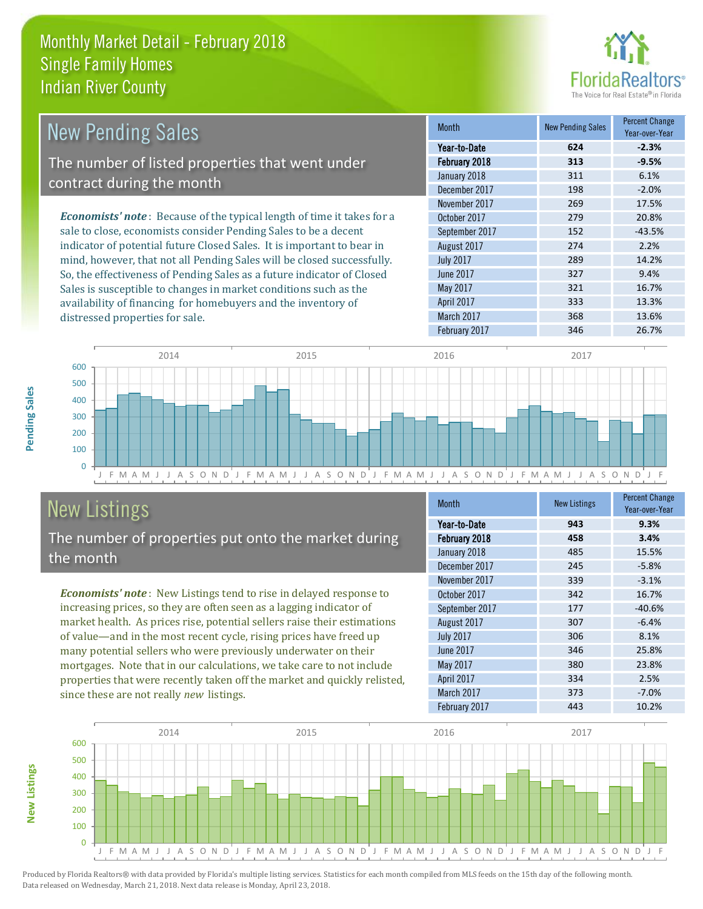# Monthly Market Detail - February 2018
## Single Family Homes
## Indian River County

## New Pending Sales

The number of listed properties that went under contract during the month

***Economists' note***: Because of the typical length of time it takes for a sale to close, economists consider Pending Sales to be a decent indicator of potential future Closed Sales. It is important to bear in mind, however, that not all Pending Sales will be closed successfully. So, the effectiveness of Pending Sales as a future indicator of Closed Sales is susceptible to changes in market conditions such as the availability of financing for homebuyers and the inventory of distressed properties for sale.

| Month | New Pending Sales | Percent Change Year-over-Year |
|---|---|---|
| **Year-to-Date** | **624** | **-2.3%** |
| **February 2018** | **313** | **-9.5%** |
| January 2018 | 311 | 6.1% |
| December 2017 | 198 | -2.0% |
| November 2017 | 269 | 17.5% |
| October 2017 | 279 | 20.8% |
| September 2017 | 152 | -43.5% |
| August 2017 | 274 | 2.2% |
| July 2017 | 289 | 14.2% |
| June 2017 | 327 | 9.4% |
| May 2017 | 321 | 16.7% |
| April 2017 | 333 | 13.3% |
| March 2017 | 368 | 13.6% |
| February 2017 | 346 | 26.7% |

## New Listings

The number of properties put onto the market during the month

***Economists' note***: New Listings tend to rise in delayed response to increasing prices, so they are often seen as a lagging indicator of market health. As prices rise, potential sellers raise their estimations of value—and in the most recent cycle, rising prices have freed up many potential sellers who were previously underwater on their mortgages. Note that in our calculations, we take care to not include properties that were recently taken off the market and quickly relisted, since these are not really *new* listings.

| Month | New Listings | Percent Change Year-over-Year |
|---|---|---|
| **Year-to-Date** | **943** | **9.3%** |
| **February 2018** | **458** | **3.4%** |
| January 2018 | 485 | 15.5% |
| December 2017 | 245 | -5.8% |
| November 2017 | 339 | -3.1% |
| October 2017 | 342 | 16.7% |
| September 2017 | 177 | -40.6% |
| August 2017 | 307 | -6.4% |
| July 2017 | 306 | 8.1% |
| June 2017 | 346 | 25.8% |
| May 2017 | 380 | 23.8% |
| April 2017 | 334 | 2.5% |
| March 2017 | 373 | -7.0% |
| February 2017 | 443 | 10.2% |

Produced by Florida Realtors® with data provided by Florida's multiple listing services. Statistics for each month compiled from MLS feeds on the 15th day of the following month. Data released on Wednesday, March 21, 2018. Next data release is Monday, April 23, 2018.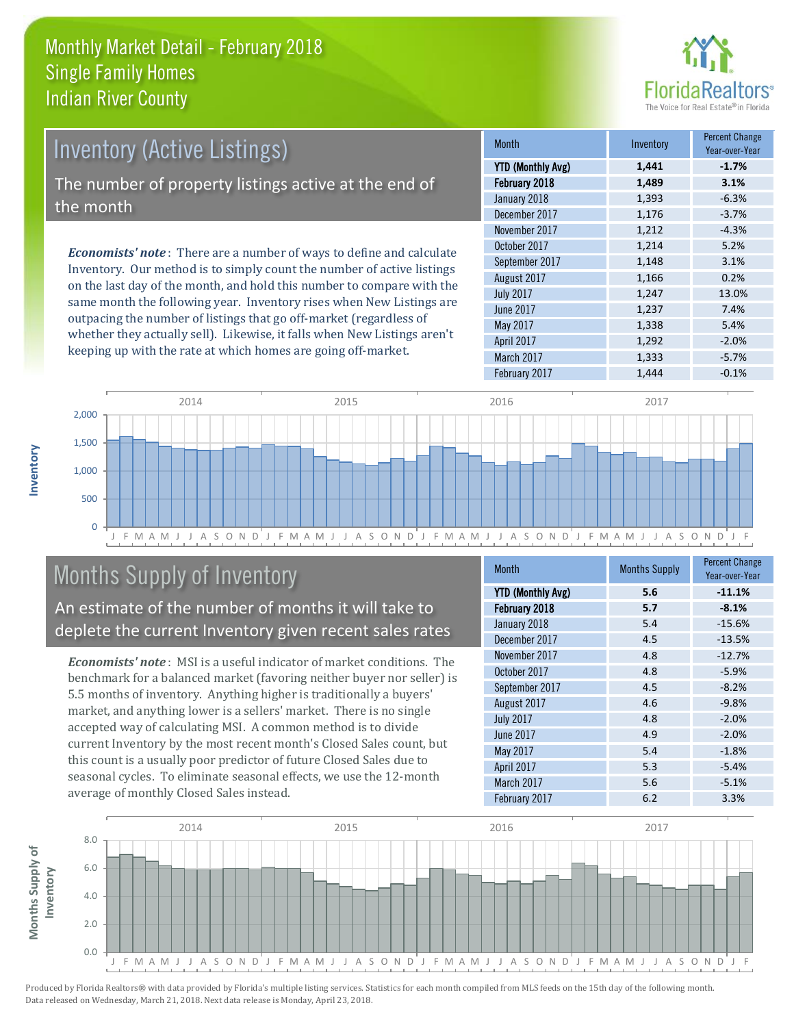# Monthly Market Detail - February 2018
## Single Family Homes
## Indian River County

FloridaRealtors® The Voice for Real Estate® in Florida

## Inventory (Active Listings)

The number of property listings active at the end of the month

***Economists' note***: There are a number of ways to define and calculate Inventory. Our method is to simply count the number of active listings on the last day of the month, and hold this number to compare with the same month the following year. Inventory rises when New Listings are outpacing the number of listings that go off-market (regardless of whether they actually sell). Likewise, it falls when New Listings aren't keeping up with the rate at which homes are going off-market.

| Month | Inventory | Percent Change Year-over-Year |
|---|---|---|
| **YTD (Monthly Avg)** | **1,441** | **-1.7%** |
| **February 2018** | **1,489** | **3.1%** |
| January 2018 | 1,393 | -6.3% |
| December 2017 | 1,176 | -3.7% |
| November 2017 | 1,212 | -4.3% |
| October 2017 | 1,214 | 5.2% |
| September 2017 | 1,148 | 3.1% |
| August 2017 | 1,166 | 0.2% |
| July 2017 | 1,247 | 13.0% |
| June 2017 | 1,237 | 7.4% |
| May 2017 | 1,338 | 5.4% |
| April 2017 | 1,292 | -2.0% |
| March 2017 | 1,333 | -5.7% |
| February 2017 | 1,444 | -0.1% |

## Months Supply of Inventory

An estimate of the number of months it will take to deplete the current Inventory given recent sales rates

***Economists' note***: MSI is a useful indicator of market conditions. The benchmark for a balanced market (favoring neither buyer nor seller) is 5.5 months of inventory. Anything higher is traditionally a buyers' market, and anything lower is a sellers' market. There is no single accepted way of calculating MSI. A common method is to divide current Inventory by the most recent month's Closed Sales count, but this count is a usually poor predictor of future Closed Sales due to seasonal cycles. To eliminate seasonal effects, we use the 12-month average of monthly Closed Sales instead.

| Month | Months Supply | Percent Change Year-over-Year |
|---|---|---|
| **YTD (Monthly Avg)** | **5.6** | **-11.1%** |
| **February 2018** | **5.7** | **-8.1%** |
| January 2018 | 5.4 | -15.6% |
| December 2017 | 4.5 | -13.5% |
| November 2017 | 4.8 | -12.7% |
| October 2017 | 4.8 | -5.9% |
| September 2017 | 4.5 | -8.2% |
| August 2017 | 4.6 | -9.8% |
| July 2017 | 4.8 | -2.0% |
| June 2017 | 4.9 | -2.0% |
| May 2017 | 5.4 | -1.8% |
| April 2017 | 5.3 | -5.4% |
| March 2017 | 5.6 | -5.1% |
| February 2017 | 6.2 | 3.3% |

Produced by Florida Realtors® with data provided by Florida's multiple listing services. Statistics for each month compiled from MLS feeds on the 15th day of the following month. Data released on Wednesday, March 21, 2018. Next data release is Monday, April 23, 2018.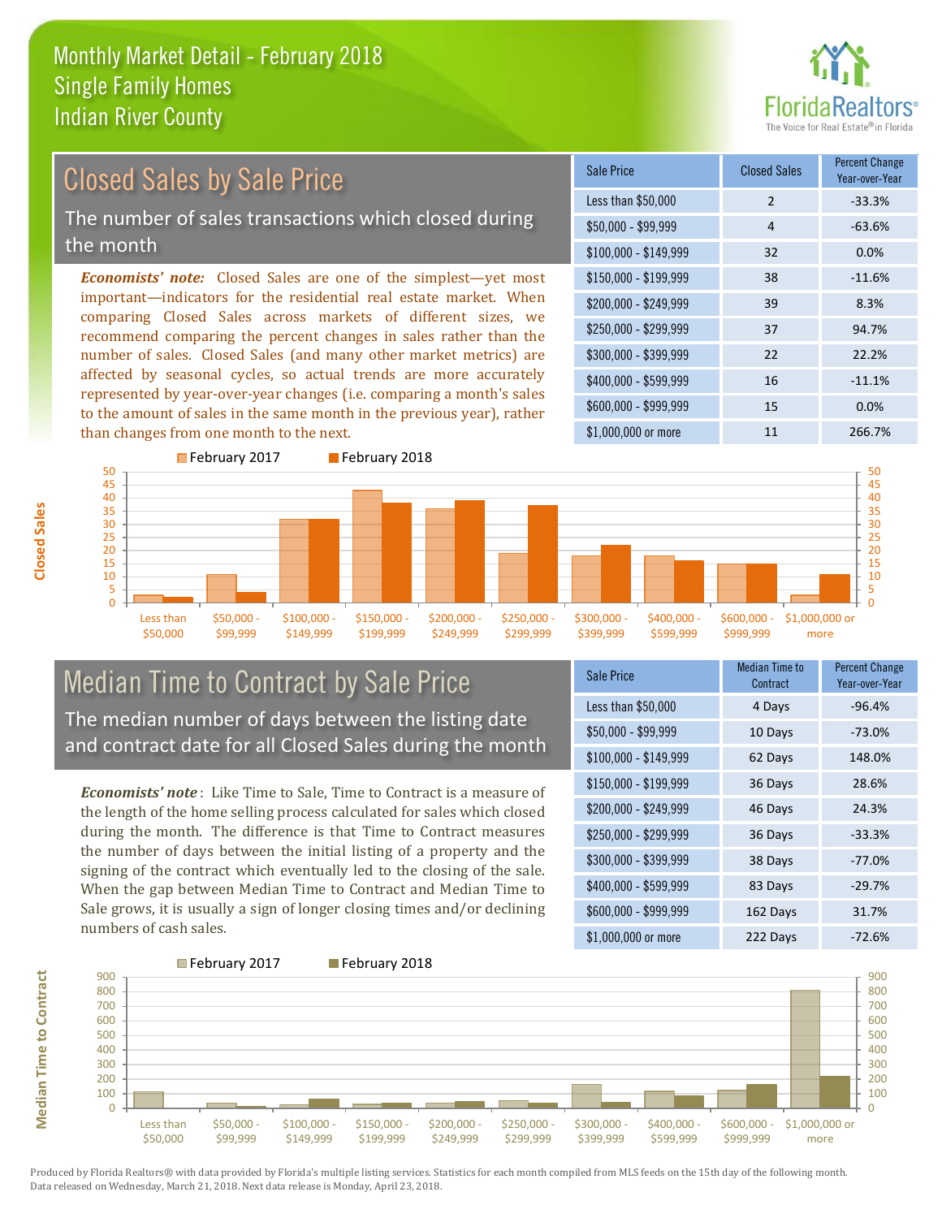# Monthly Market Detail - February 2018
## Single Family Homes
## Indian River County

FloridaRealtors® The Voice for Real Estate® in Florida

## Closed Sales by Sale Price

The number of sales transactions which closed during the month

***Economists' note:*** Closed Sales are one of the simplest—yet most important—indicators for the residential real estate market. When comparing Closed Sales across markets of different sizes, we recommend comparing the percent changes in sales rather than the number of sales. Closed Sales (and many other market metrics) are affected by seasonal cycles, so actual trends are more accurately represented by year-over-year changes (i.e. comparing a month's sales to the amount of sales in the same month in the previous year), rather than changes from one month to the next.

| Sale Price | Closed Sales | Percent Change Year-over-Year |
|---|---|---|
| Less than $50,000 | 2 | -33.3% |
| $50,000 - $99,999 | 4 | -63.6% |
| $100,000 - $149,999 | 32 | 0.0% |
| $150,000 - $199,999 | 38 | -11.6% |
| $200,000 - $249,999 | 39 | 8.3% |
| $250,000 - $299,999 | 37 | 94.7% |
| $300,000 - $399,999 | 22 | 22.2% |
| $400,000 - $599,999 | 16 | -11.1% |
| $600,000 - $999,999 | 15 | 0.0% |
| $1,000,000 or more | 11 | 266.7% |

## Median Time to Contract by Sale Price

The median number of days between the listing date and contract date for all Closed Sales during the month

***Economists' note*:** Like Time to Sale, Time to Contract is a measure of the length of the home selling process calculated for sales which closed during the month. The difference is that Time to Contract measures the number of days between the initial listing of a property and the signing of the contract which eventually led to the closing of the sale. When the gap between Median Time to Contract and Median Time to Sale grows, it is usually a sign of longer closing times and/or declining numbers of cash sales.

| Sale Price | Median Time to Contract | Percent Change Year-over-Year |
|---|---|---|
| Less than $50,000 | 4 Days | -96.4% |
| $50,000 - $99,999 | 10 Days | -73.0% |
| $100,000 - $149,999 | 62 Days | 148.0% |
| $150,000 - $199,999 | 36 Days | 28.6% |
| $200,000 - $249,999 | 46 Days | 24.3% |
| $250,000 - $299,999 | 36 Days | -33.3% |
| $300,000 - $399,999 | 38 Days | -77.0% |
| $400,000 - $599,999 | 83 Days | -29.7% |
| $600,000 - $999,999 | 162 Days | 31.7% |
| $1,000,000 or more | 222 Days | -72.6% |

Produced by Florida Realtors® with data provided by Florida's multiple listing services. Statistics for each month compiled from MLS feeds on the 15th day of the following month. Data released on Wednesday, March 21, 2018. Next data release is Monday, April 23, 2018.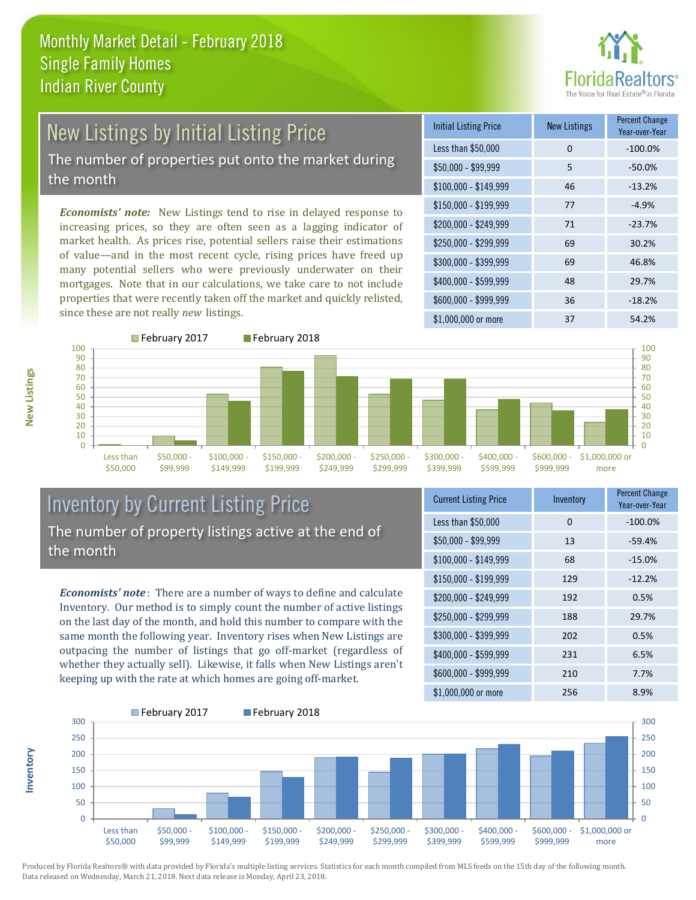# Monthly Market Detail - February 2018
## Single Family Homes
## Indian River County

## New Listings by Initial Listing Price

The number of properties put onto the market during the month

*Economists' note:* New Listings tend to rise in delayed response to increasing prices, so they are often seen as a lagging indicator of market health. As prices rise, potential sellers raise their estimations of value—and in the most recent cycle, rising prices have freed up many potential sellers who were previously underwater on their mortgages. Note that in our calculations, we take care to not include properties that were recently taken off the market and quickly relisted, since these are not really *new* listings.

| Initial Listing Price | New Listings | Percent Change Year-over-Year |
|---|---|---|
| Less than $50,000 | 0 | -100.0% |
| $50,000 - $99,999 | 5 | -50.0% |
| $100,000 - $149,999 | 46 | -13.2% |
| $150,000 - $199,999 | 77 | -4.9% |
| $200,000 - $249,999 | 71 | -23.7% |
| $250,000 - $299,999 | 69 | 30.2% |
| $300,000 - $399,999 | 69 | 46.8% |
| $400,000 - $599,999 | 48 | 29.7% |
| $600,000 - $999,999 | 36 | -18.2% |
| $1,000,000 or more | 37 | 54.2% |

## Inventory by Current Listing Price

The number of property listings active at the end of the month

*Economists' note*: There are a number of ways to define and calculate Inventory. Our method is to simply count the number of active listings on the last day of the month, and hold this number to compare with the same month the following year. Inventory rises when New Listings are outpacing the number of listings that go off-market (regardless of whether they actually sell). Likewise, it falls when New Listings aren't keeping up with the rate at which homes are going off-market.

| Current Listing Price | Inventory | Percent Change Year-over-Year |
|---|---|---|
| Less than $50,000 | 0 | -100.0% |
| $50,000 - $99,999 | 13 | -59.4% |
| $100,000 - $149,999 | 68 | -15.0% |
| $150,000 - $199,999 | 129 | -12.2% |
| $200,000 - $249,999 | 192 | 0.5% |
| $250,000 - $299,999 | 188 | 29.7% |
| $300,000 - $399,999 | 202 | 0.5% |
| $400,000 - $599,999 | 231 | 6.5% |
| $600,000 - $999,999 | 210 | 7.7% |
| $1,000,000 or more | 256 | 8.9% |

Produced by Florida Realtors® with data provided by Florida's multiple listing services. Statistics for each month compiled from MLS feeds on the 15th day of the following month. Data released on Wednesday, March 21, 2018. Next data release is Monday, April 23, 2018.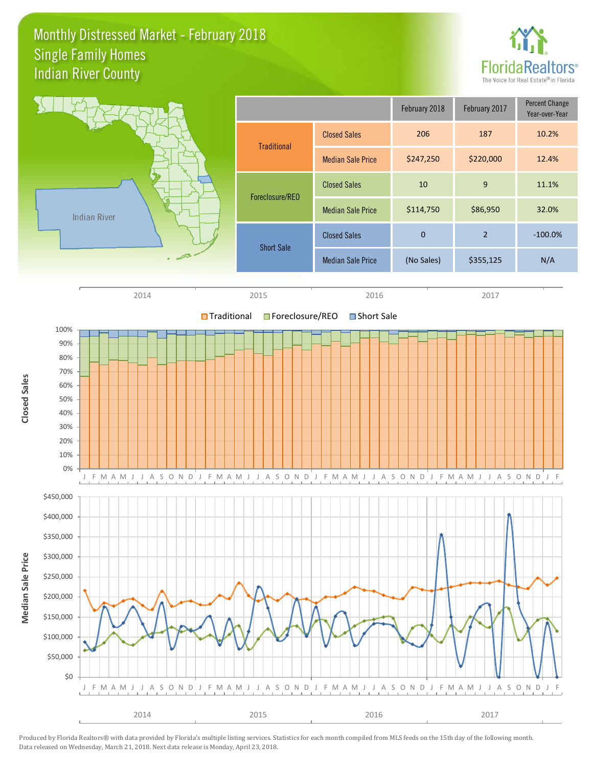# Monthly Distressed Market - February 2018
## Single Family Homes
## Indian River County

FloridaRealtors®
The Voice for Real Estate® in Florida

Indian River

| | | February 2018 | February 2017 | Percent Change Year-over-Year |
|---|---|---|---|---|
| Traditional | Closed Sales | 206 | 187 | 10.2% |
| | Median Sale Price | $247,250 | $220,000 | 12.4% |
| Foreclosure/REO | Closed Sales | 10 | 9 | 11.1% |
| | Median Sale Price | $114,750 | $86,950 | 32.0% |
| Short Sale | Closed Sales | 0 | 2 | -100.0% |
| | Median Sale Price | (No Sales) | $355,125 | N/A |

2014 2015 2016 2017

Traditional Foreclosure/REO Short Sale

Closed Sales

100% 90% 80% 70% 60% 50% 40% 30% 20% 10% 0%

J F M A M J J A S O N D J F M A M J J A S O N D J F M A M J J A S O N D J F M A M J J A S O N D J F

Median Sale Price

$450,000 $400,000 $350,000 $300,000 $250,000 $200,000 $150,000 $100,000 $50,000 $0

J F M A M J J A S O N D J F M A M J J A S O N D J F M A M J J A S O N D J F M A M J J A S O N D J F

2014 2015 2016 2017

Produced by Florida Realtors® with data provided by Florida's multiple listing services. Statistics for each month compiled from MLS feeds on the 15th day of the following month. Data released on Wednesday, March 21, 2018. Next data release is Monday, April 23, 2018.